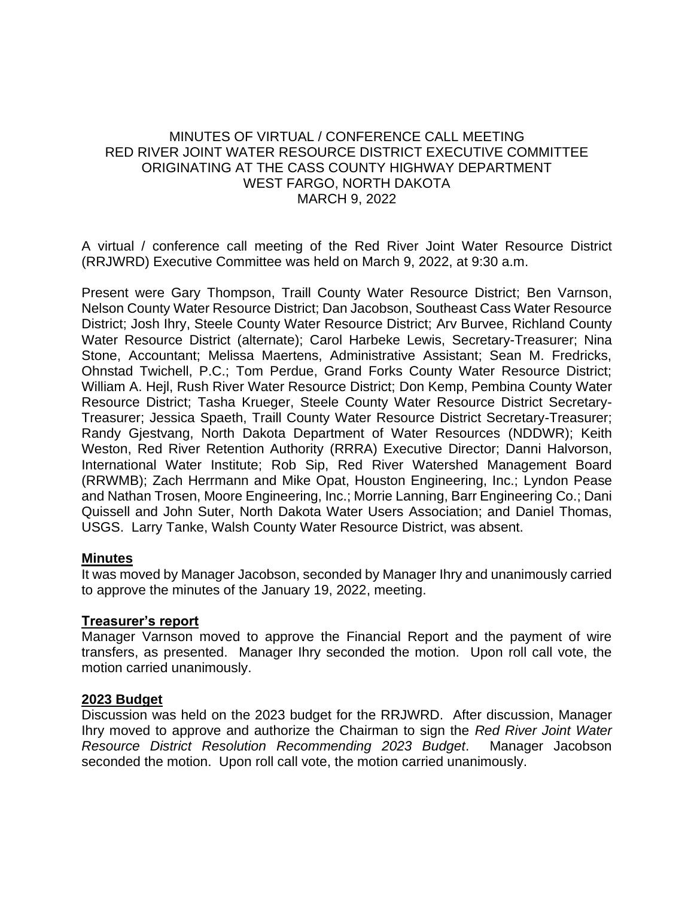MINUTES OF VIRTUAL / CONFERENCE CALL MEETING
RED RIVER JOINT WATER RESOURCE DISTRICT EXECUTIVE COMMITTEE
ORIGINATING AT THE CASS COUNTY HIGHWAY DEPARTMENT
WEST FARGO, NORTH DAKOTA
MARCH 9, 2022

A virtual / conference call meeting of the Red River Joint Water Resource District (RRJWRD) Executive Committee was held on March 9, 2022, at 9:30 a.m.

Present were Gary Thompson, Traill County Water Resource District; Ben Varnson, Nelson County Water Resource District; Dan Jacobson, Southeast Cass Water Resource District; Josh Ihry, Steele County Water Resource District; Arv Burvee, Richland County Water Resource District (alternate); Carol Harbeke Lewis, Secretary-Treasurer; Nina Stone, Accountant; Melissa Maertens, Administrative Assistant; Sean M. Fredricks, Ohnstad Twichell, P.C.; Tom Perdue, Grand Forks County Water Resource District; William A. Hejl, Rush River Water Resource District; Don Kemp, Pembina County Water Resource District; Tasha Krueger, Steele County Water Resource District Secretary-Treasurer; Jessica Spaeth, Traill County Water Resource District Secretary-Treasurer; Randy Gjestvang, North Dakota Department of Water Resources (NDDWR); Keith Weston, Red River Retention Authority (RRRA) Executive Director; Danni Halvorson, International Water Institute; Rob Sip, Red River Watershed Management Board (RRWMB); Zach Herrmann and Mike Opat, Houston Engineering, Inc.; Lyndon Pease and Nathan Trosen, Moore Engineering, Inc.; Morrie Lanning, Barr Engineering Co.; Dani Quissell and John Suter, North Dakota Water Users Association; and Daniel Thomas, USGS. Larry Tanke, Walsh County Water Resource District, was absent.

**Minutes**

It was moved by Manager Jacobson, seconded by Manager Ihry and unanimously carried to approve the minutes of the January 19, 2022, meeting.

**Treasurer's report**

Manager Varnson moved to approve the Financial Report and the payment of wire transfers, as presented. Manager Ihry seconded the motion. Upon roll call vote, the motion carried unanimously.

**2023 Budget**

Discussion was held on the 2023 budget for the RRJWRD. After discussion, Manager Ihry moved to approve and authorize the Chairman to sign the *Red River Joint Water Resource District Resolution Recommending 2023 Budget*. Manager Jacobson seconded the motion. Upon roll call vote, the motion carried unanimously.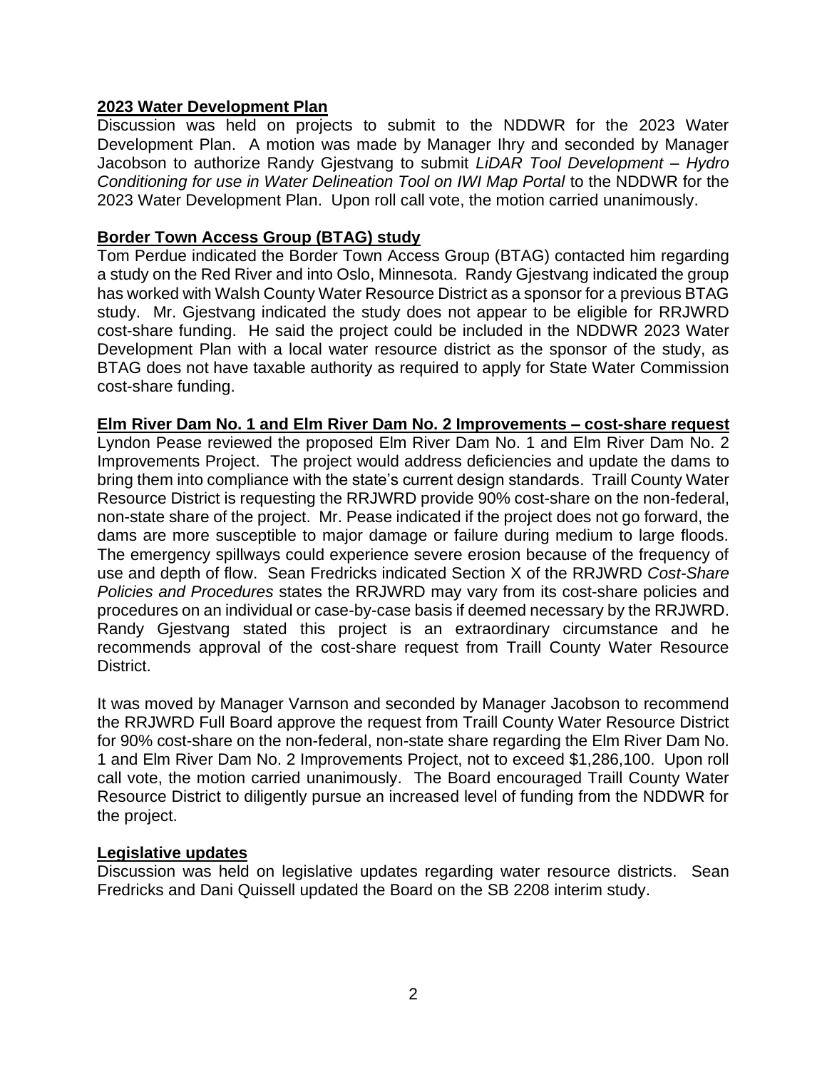**2023 Water Development Plan**

Discussion was held on projects to submit to the NDDWR for the 2023 Water Development Plan. A motion was made by Manager Ihry and seconded by Manager Jacobson to authorize Randy Gjestvang to submit *LiDAR Tool Development – Hydro Conditioning for use in Water Delineation Tool on IWI Map Portal* to the NDDWR for the 2023 Water Development Plan. Upon roll call vote, the motion carried unanimously.

**Border Town Access Group (BTAG) study**

Tom Perdue indicated the Border Town Access Group (BTAG) contacted him regarding a study on the Red River and into Oslo, Minnesota. Randy Gjestvang indicated the group has worked with Walsh County Water Resource District as a sponsor for a previous BTAG study. Mr. Gjestvang indicated the study does not appear to be eligible for RRJWRD cost-share funding. He said the project could be included in the NDDWR 2023 Water Development Plan with a local water resource district as the sponsor of the study, as BTAG does not have taxable authority as required to apply for State Water Commission cost-share funding.

**Elm River Dam No. 1 and Elm River Dam No. 2 Improvements – cost-share request**

Lyndon Pease reviewed the proposed Elm River Dam No. 1 and Elm River Dam No. 2 Improvements Project. The project would address deficiencies and update the dams to bring them into compliance with the state's current design standards. Traill County Water Resource District is requesting the RRJWRD provide 90% cost-share on the non-federal, non-state share of the project. Mr. Pease indicated if the project does not go forward, the dams are more susceptible to major damage or failure during medium to large floods. The emergency spillways could experience severe erosion because of the frequency of use and depth of flow. Sean Fredricks indicated Section X of the RRJWRD *Cost-Share Policies and Procedures* states the RRJWRD may vary from its cost-share policies and procedures on an individual or case-by-case basis if deemed necessary by the RRJWRD. Randy Gjestvang stated this project is an extraordinary circumstance and he recommends approval of the cost-share request from Traill County Water Resource District.

It was moved by Manager Varnson and seconded by Manager Jacobson to recommend the RRJWRD Full Board approve the request from Traill County Water Resource District for 90% cost-share on the non-federal, non-state share regarding the Elm River Dam No. 1 and Elm River Dam No. 2 Improvements Project, not to exceed $1,286,100. Upon roll call vote, the motion carried unanimously. The Board encouraged Traill County Water Resource District to diligently pursue an increased level of funding from the NDDWR for the project.

**Legislative updates**

Discussion was held on legislative updates regarding water resource districts. Sean Fredricks and Dani Quissell updated the Board on the SB 2208 interim study.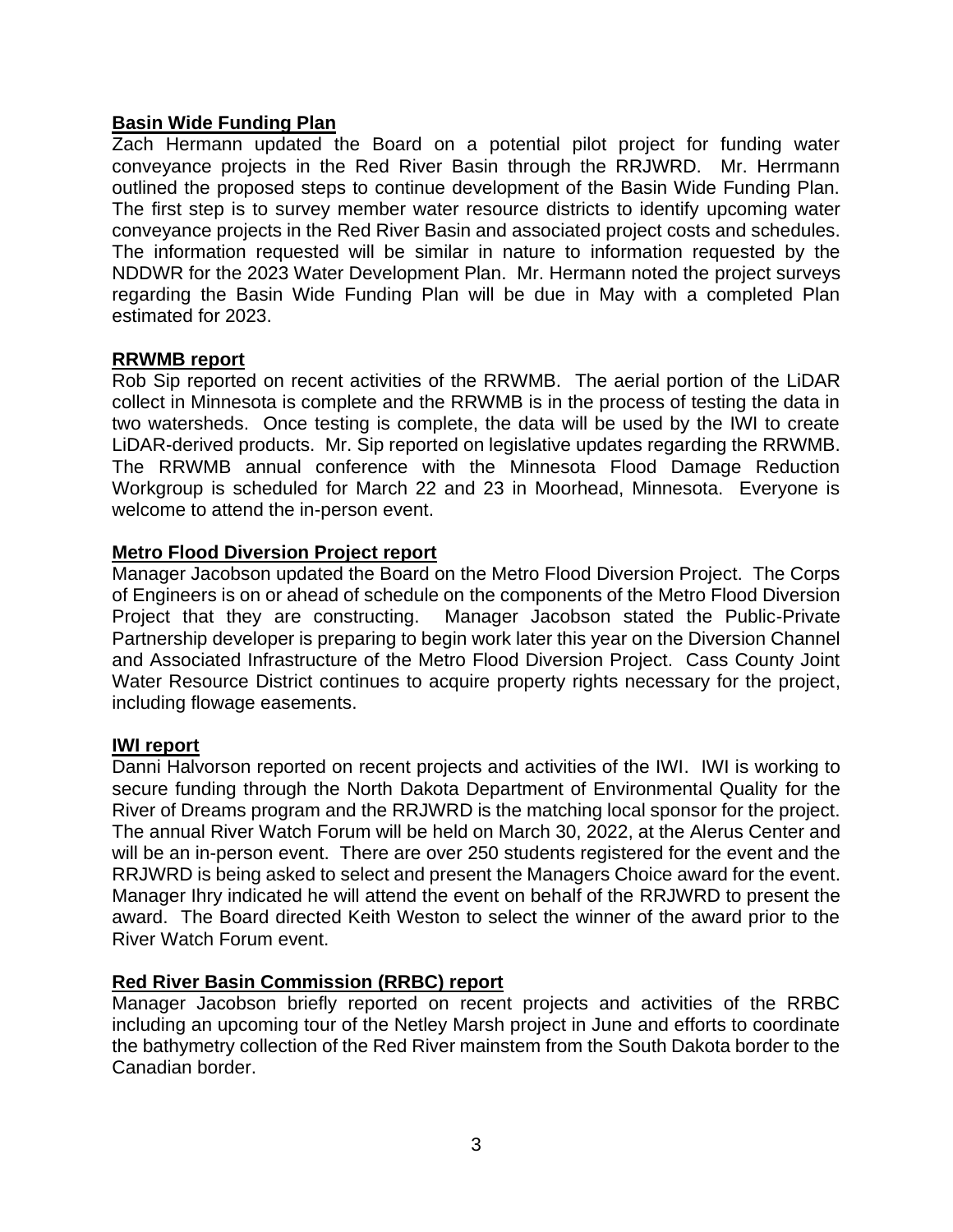**Basin Wide Funding Plan**

Zach Hermann updated the Board on a potential pilot project for funding water conveyance projects in the Red River Basin through the RRJWRD. Mr. Herrmann outlined the proposed steps to continue development of the Basin Wide Funding Plan. The first step is to survey member water resource districts to identify upcoming water conveyance projects in the Red River Basin and associated project costs and schedules. The information requested will be similar in nature to information requested by the NDDWR for the 2023 Water Development Plan. Mr. Hermann noted the project surveys regarding the Basin Wide Funding Plan will be due in May with a completed Plan estimated for 2023.

**RRWMB report**

Rob Sip reported on recent activities of the RRWMB. The aerial portion of the LiDAR collect in Minnesota is complete and the RRWMB is in the process of testing the data in two watersheds. Once testing is complete, the data will be used by the IWI to create LiDAR-derived products. Mr. Sip reported on legislative updates regarding the RRWMB. The RRWMB annual conference with the Minnesota Flood Damage Reduction Workgroup is scheduled for March 22 and 23 in Moorhead, Minnesota. Everyone is welcome to attend the in-person event.

**Metro Flood Diversion Project report**

Manager Jacobson updated the Board on the Metro Flood Diversion Project. The Corps of Engineers is on or ahead of schedule on the components of the Metro Flood Diversion Project that they are constructing. Manager Jacobson stated the Public-Private Partnership developer is preparing to begin work later this year on the Diversion Channel and Associated Infrastructure of the Metro Flood Diversion Project. Cass County Joint Water Resource District continues to acquire property rights necessary for the project, including flowage easements.

**IWI report**

Danni Halvorson reported on recent projects and activities of the IWI. IWI is working to secure funding through the North Dakota Department of Environmental Quality for the River of Dreams program and the RRJWRD is the matching local sponsor for the project. The annual River Watch Forum will be held on March 30, 2022, at the Alerus Center and will be an in-person event. There are over 250 students registered for the event and the RRJWRD is being asked to select and present the Managers Choice award for the event. Manager Ihry indicated he will attend the event on behalf of the RRJWRD to present the award. The Board directed Keith Weston to select the winner of the award prior to the River Watch Forum event.

**Red River Basin Commission (RRBC) report**

Manager Jacobson briefly reported on recent projects and activities of the RRBC including an upcoming tour of the Netley Marsh project in June and efforts to coordinate the bathymetry collection of the Red River mainstem from the South Dakota border to the Canadian border.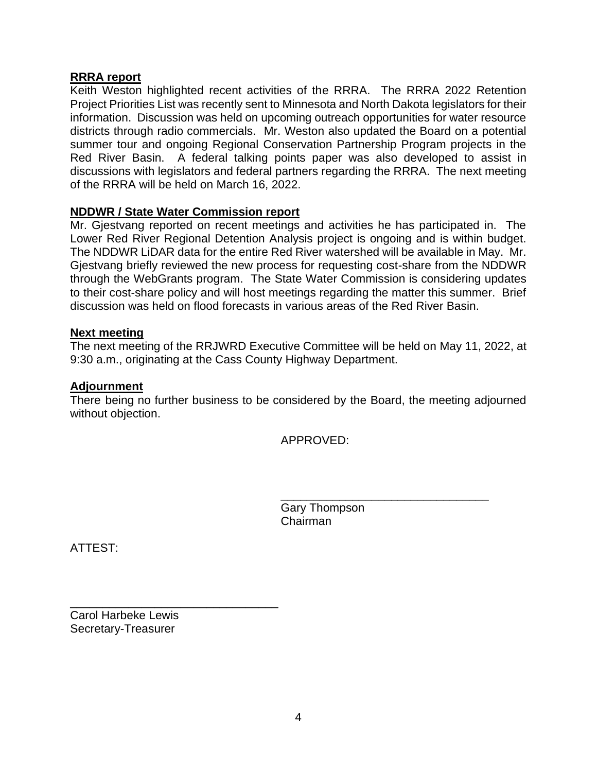**RRRA report**

Keith Weston highlighted recent activities of the RRRA. The RRRA 2022 Retention Project Priorities List was recently sent to Minnesota and North Dakota legislators for their information. Discussion was held on upcoming outreach opportunities for water resource districts through radio commercials. Mr. Weston also updated the Board on a potential summer tour and ongoing Regional Conservation Partnership Program projects in the Red River Basin. A federal talking points paper was also developed to assist in discussions with legislators and federal partners regarding the RRRA. The next meeting of the RRRA will be held on March 16, 2022.

**NDDWR / State Water Commission report**

Mr. Gjestvang reported on recent meetings and activities he has participated in. The Lower Red River Regional Detention Analysis project is ongoing and is within budget. The NDDWR LiDAR data for the entire Red River watershed will be available in May. Mr. Gjestvang briefly reviewed the new process for requesting cost-share from the NDDWR through the WebGrants program. The State Water Commission is considering updates to their cost-share policy and will host meetings regarding the matter this summer. Brief discussion was held on flood forecasts in various areas of the Red River Basin.

**Next meeting**

The next meeting of the RRJWRD Executive Committee will be held on May 11, 2022, at 9:30 a.m., originating at the Cass County Highway Department.

**Adjournment**

There being no further business to be considered by the Board, the meeting adjourned without objection.

APPROVED:

\_\_\_\_\_\_\_\_\_\_\_\_\_\_\_\_\_\_\_\_\_\_\_\_\_\_\_\_\_\_\_\_
Gary Thompson
Chairman

ATTEST:

\_\_\_\_\_\_\_\_\_\_\_\_\_\_\_\_\_\_\_\_\_\_\_\_\_\_\_\_\_\_\_\_
Carol Harbeke Lewis
Secretary-Treasurer